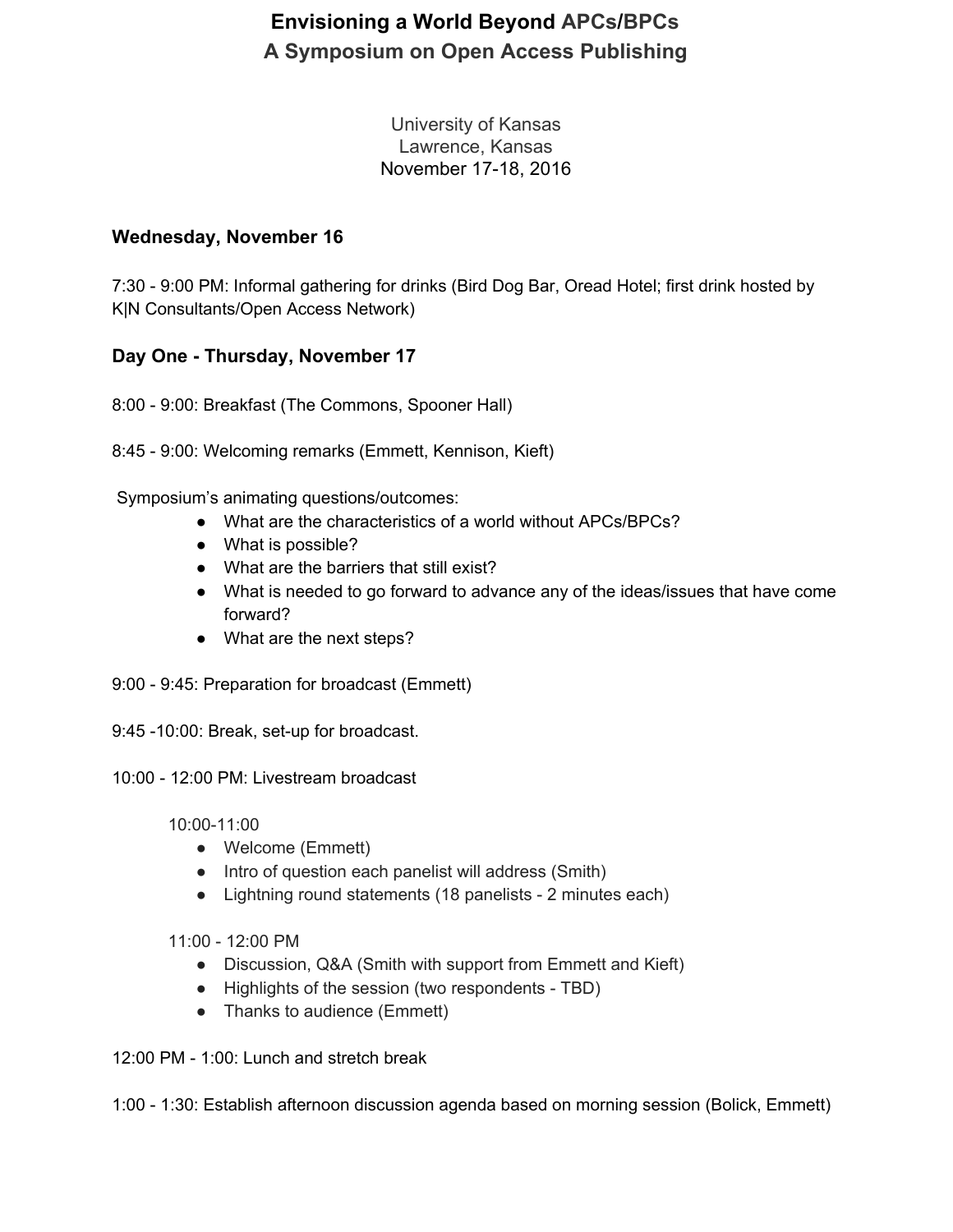# Envisioning a World Beyond APCs/BPCs
## A Symposium on Open Access Publishing

University of Kansas
Lawrence, Kansas
November 17-18, 2016

### Wednesday, November 16

7:30 - 9:00 PM: Informal gathering for drinks (Bird Dog Bar, Oread Hotel; first drink hosted by K|N Consultants/Open Access Network)

### Day One - Thursday, November 17

8:00 - 9:00: Breakfast (The Commons, Spooner Hall)

8:45 - 9:00: Welcoming remarks (Emmett, Kennison, Kieft)

Symposium's animating questions/outcomes:

- What are the characteristics of a world without APCs/BPCs?
- What is possible?
- What are the barriers that still exist?
- What is needed to go forward to advance any of the ideas/issues that have come forward?
- What are the next steps?

9:00 - 9:45: Preparation for broadcast (Emmett)

9:45 -10:00: Break, set-up for broadcast.

10:00 - 12:00 PM: Livestream broadcast

10:00-11:00

- Welcome (Emmett)
- Intro of question each panelist will address (Smith)
- Lightning round statements (18 panelists - 2 minutes each)

11:00 - 12:00 PM

- Discussion, Q&A (Smith with support from Emmett and Kieft)
- Highlights of the session (two respondents - TBD)
- Thanks to audience (Emmett)

12:00 PM - 1:00: Lunch and stretch break

1:00 - 1:30: Establish afternoon discussion agenda based on morning session (Bolick, Emmett)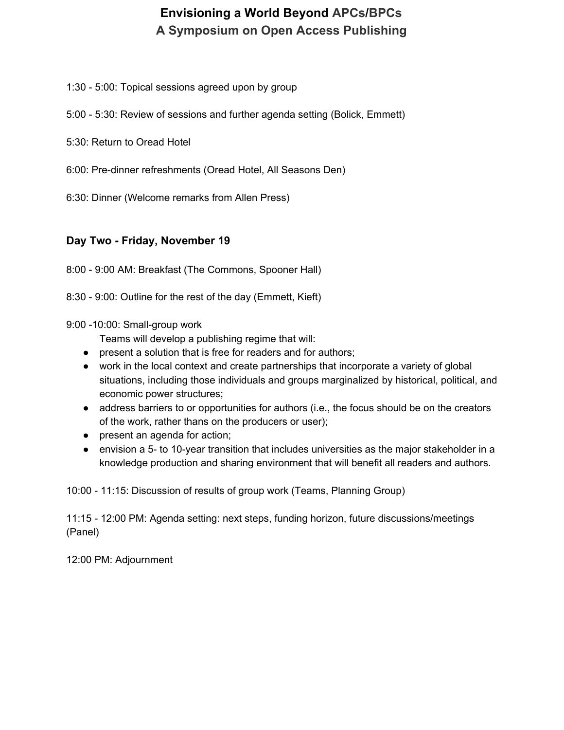# Envisioning a World Beyond APCs/BPCs
## A Symposium on Open Access Publishing

1:30 - 5:00: Topical sessions agreed upon by group

5:00 - 5:30: Review of sessions and further agenda setting (Bolick, Emmett)

5:30: Return to Oread Hotel

6:00: Pre-dinner refreshments (Oread Hotel, All Seasons Den)

6:30: Dinner (Welcome remarks from Allen Press)

### Day Two - Friday, November 19

8:00 - 9:00 AM: Breakfast (The Commons, Spooner Hall)

8:30 - 9:00: Outline for the rest of the day (Emmett, Kieft)

9:00 -10:00: Small-group work

Teams will develop a publishing regime that will:

- present a solution that is free for readers and for authors;
- work in the local context and create partnerships that incorporate a variety of global situations, including those individuals and groups marginalized by historical, political, and economic power structures;
- address barriers to or opportunities for authors (i.e., the focus should be on the creators of the work, rather thans on the producers or user);
- present an agenda for action;
- envision a 5- to 10-year transition that includes universities as the major stakeholder in a knowledge production and sharing environment that will benefit all readers and authors.

10:00 - 11:15: Discussion of results of group work (Teams, Planning Group)

11:15 - 12:00 PM: Agenda setting: next steps, funding horizon, future discussions/meetings (Panel)

12:00 PM: Adjournment